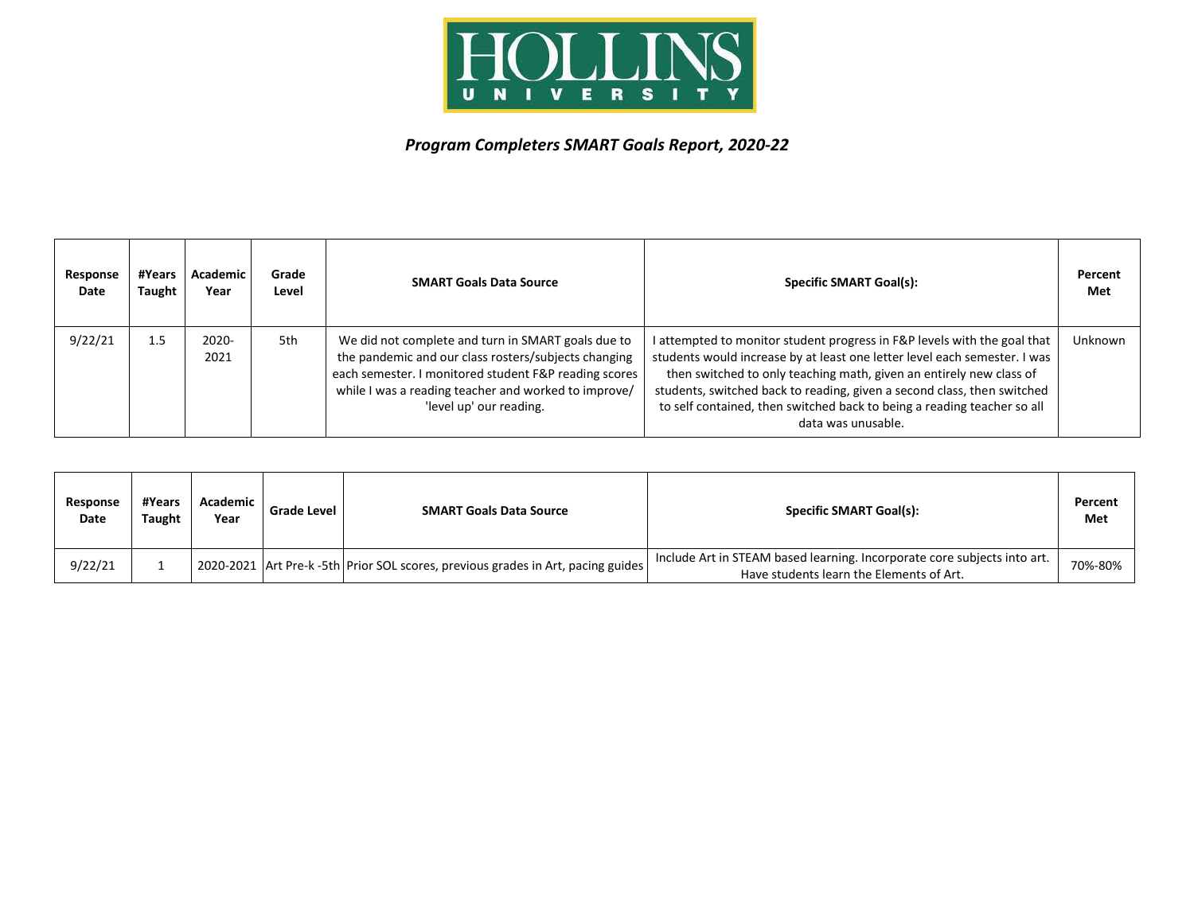HOLLINS UNIVERSITY

***Program Completers SMART Goals Report, 2020-22***

| Response Date | #Years Taught | Academic Year | Grade Level | SMART Goals Data Source | Specific SMART Goal(s): | Percent Met |
|---|---|---|---|---|---|---|
| 9/22/21 | 1.5 | 2020-2021 | 5th | We did not complete and turn in SMART goals due to the pandemic and our class rosters/subjects changing each semester. I monitored student F&P reading scores while I was a reading teacher and worked to improve/ 'level up' our reading. | I attempted to monitor student progress in F&P levels with the goal that students would increase by at least one letter level each semester. I was then switched to only teaching math, given an entirely new class of students, switched back to reading, given a second class, then switched to self contained, then switched back to being a reading teacher so all data was unusable. | Unknown |

| Response Date | #Years Taught | Academic Year | Grade Level | SMART Goals Data Source | Specific SMART Goal(s): | Percent Met |
|---|---|---|---|---|---|---|
| 9/22/21 | 1 | 2020-2021 | Art Pre-k -5th | Prior SOL scores, previous grades in Art, pacing guides | Include Art in STEAM based learning. Incorporate core subjects into art. Have students learn the Elements of Art. | 70%-80% |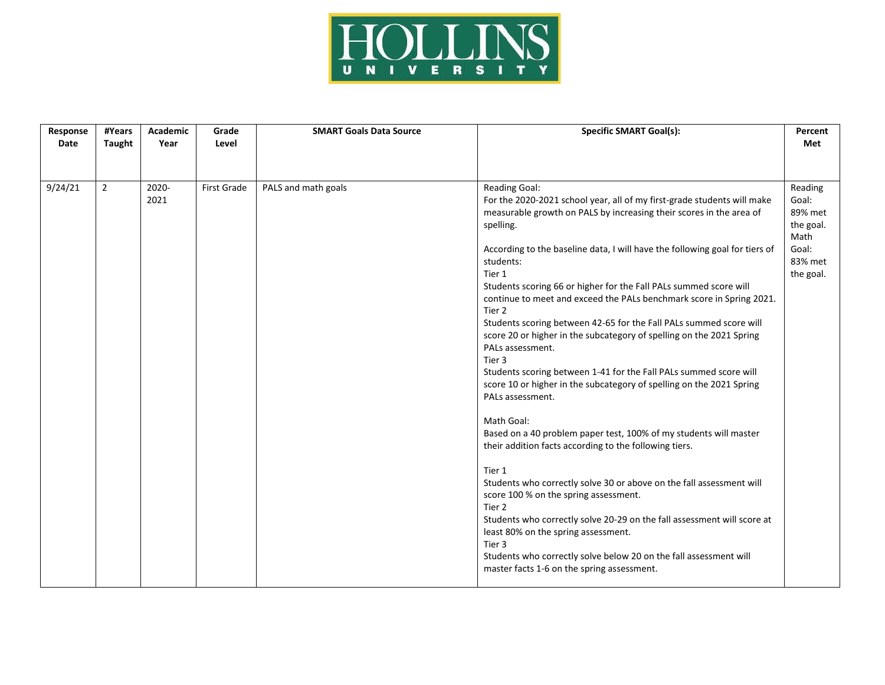| Response Date | #Years Taught | Academic Year | Grade Level | SMART Goals Data Source | Specific SMART Goal(s): | Percent Met |
|---|---|---|---|---|---|---|
| 9/24/21 | 2 | 2020-2021 | First Grade | PALS and math goals | Reading Goal:<br>For the 2020-2021 school year, all of my first-grade students will make measurable growth on PALS by increasing their scores in the area of spelling.<br><br>According to the baseline data, I will have the following goal for tiers of students:<br>Tier 1<br>Students scoring 66 or higher for the Fall PALs summed score will continue to meet and exceed the PALs benchmark score in Spring 2021.<br>Tier 2<br>Students scoring between 42-65 for the Fall PALs summed score will score 20 or higher in the subcategory of spelling on the 2021 Spring PALs assessment.<br>Tier 3<br>Students scoring between 1-41 for the Fall PALs summed score will score 10 or higher in the subcategory of spelling on the 2021 Spring PALs assessment.<br><br>Math Goal:<br>Based on a 40 problem paper test, 100% of my students will master their addition facts according to the following tiers.<br><br>Tier 1<br>Students who correctly solve 30 or above on the fall assessment will score 100 % on the spring assessment.<br>Tier 2<br>Students who correctly solve 20-29 on the fall assessment will score at least 80% on the spring assessment.<br>Tier 3<br>Students who correctly solve below 20 on the fall assessment will master facts 1-6 on the spring assessment. | Reading Goal: 89% met the goal. Math Goal: 83% met the goal. |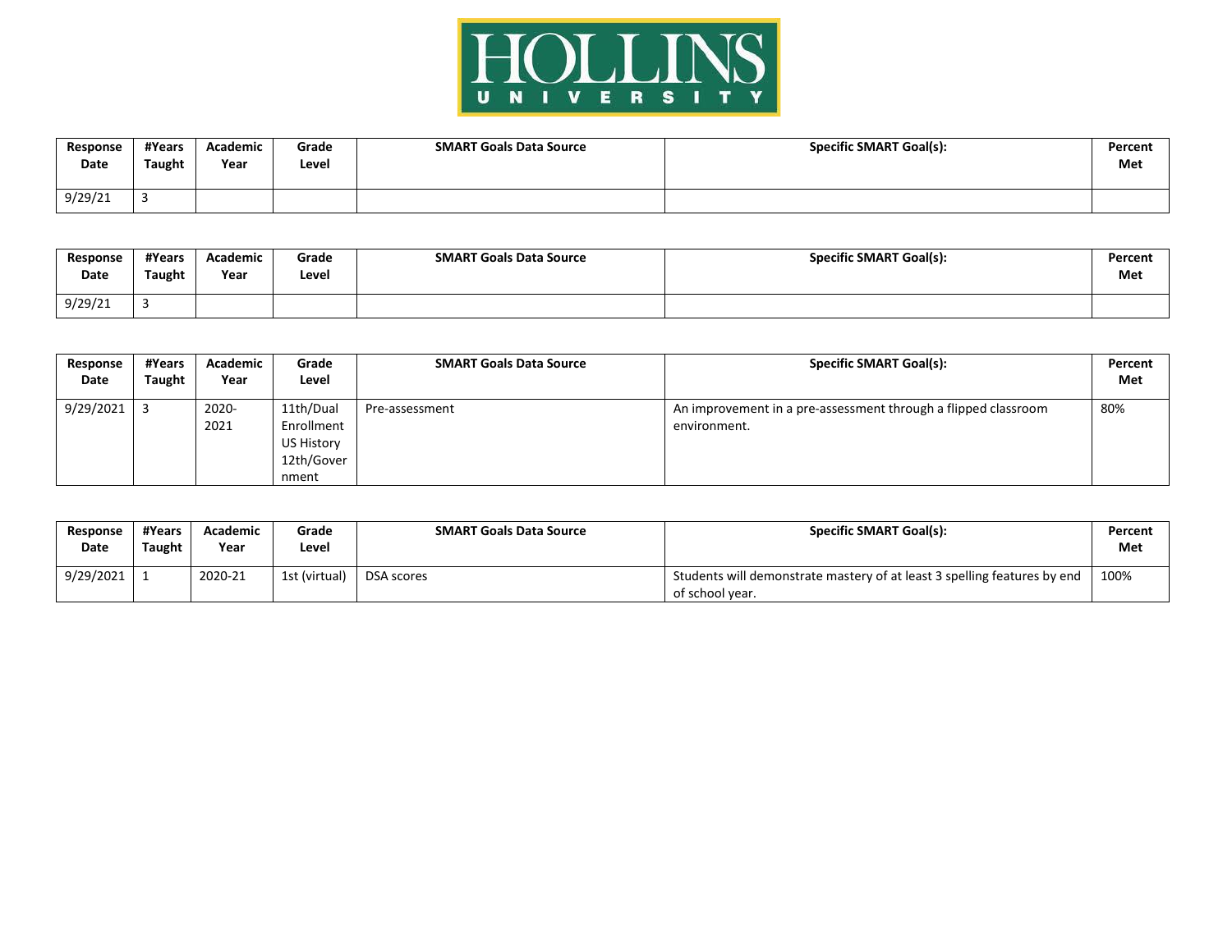HOLLINS UNIVERSITY

| Response Date | #Years Taught | Academic Year | Grade Level | SMART Goals Data Source | Specific SMART Goal(s): | Percent Met |
|---|---|---|---|---|---|---|
| 9/29/21 | 3 | | | | | |

| Response Date | #Years Taught | Academic Year | Grade Level | SMART Goals Data Source | Specific SMART Goal(s): | Percent Met |
|---|---|---|---|---|---|---|
| 9/29/21 | 3 | | | | | |

| Response Date | #Years Taught | Academic Year | Grade Level | SMART Goals Data Source | Specific SMART Goal(s): | Percent Met |
|---|---|---|---|---|---|---|
| 9/29/2021 | 3 | 2020-2021 | 11th/Dual Enrollment US History 12th/Government | Pre-assessment | An improvement in a pre-assessment through a flipped classroom environment. | 80% |

| Response Date | #Years Taught | Academic Year | Grade Level | SMART Goals Data Source | Specific SMART Goal(s): | Percent Met |
|---|---|---|---|---|---|---|
| 9/29/2021 | 1 | 2020-21 | 1st (virtual) | DSA scores | Students will demonstrate mastery of at least 3 spelling features by end of school year. | 100% |